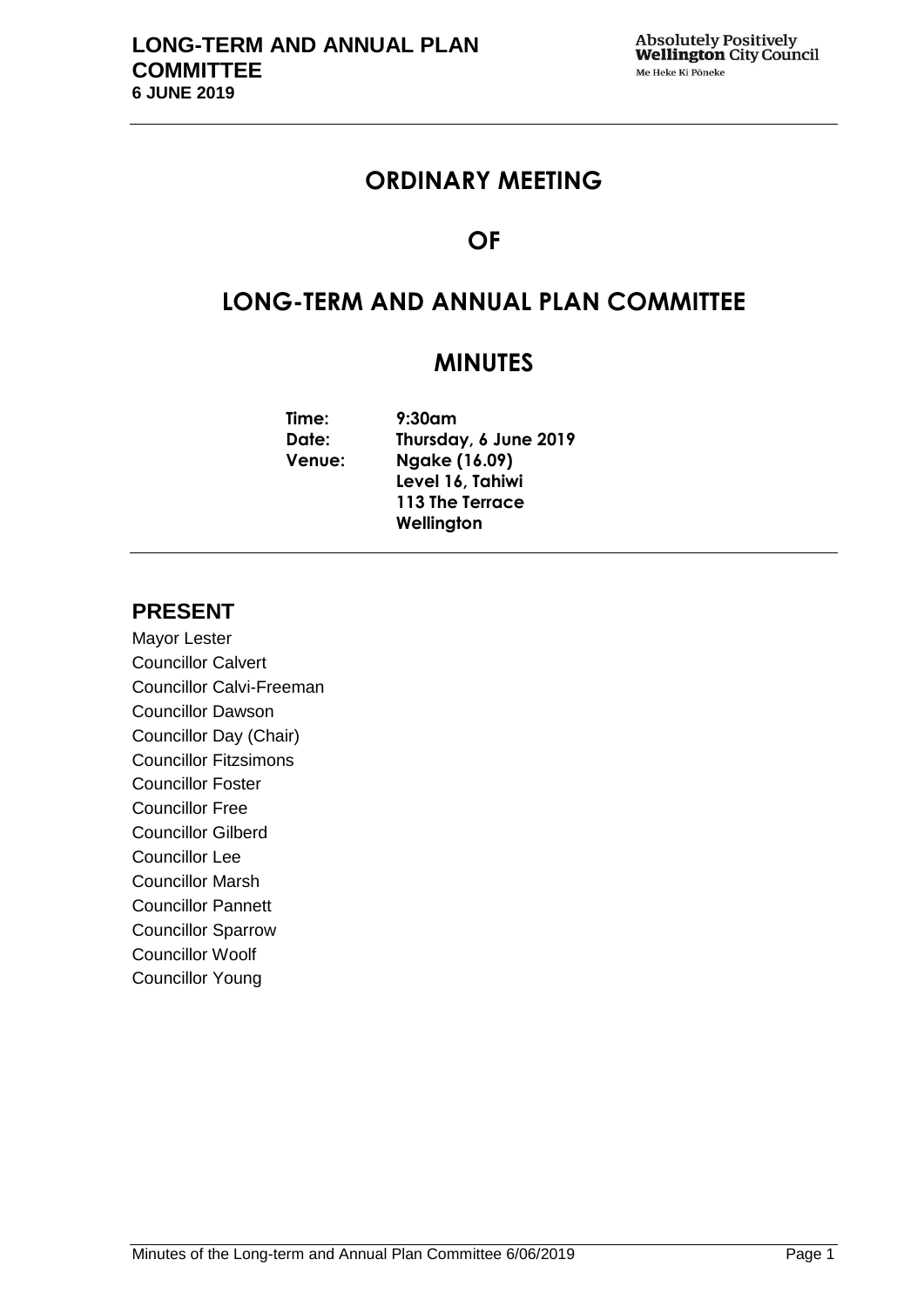# ORDINARY MEETING

# OF

# LONG-TERM AND ANNUAL PLAN COMMITTEE

# MINUTES

**Time:** 9:30am
**Date:** Thursday, 6 June 2019
**Venue:** Ngake (16.09)
Level 16, Tahiwi
113 The Terrace
Wellington

## PRESENT

Mayor Lester
Councillor Calvert
Councillor Calvi-Freeman
Councillor Dawson
Councillor Day (Chair)
Councillor Fitzsimons
Councillor Foster
Councillor Free
Councillor Gilberd
Councillor Lee
Councillor Marsh
Councillor Pannett
Councillor Sparrow
Councillor Woolf
Councillor Young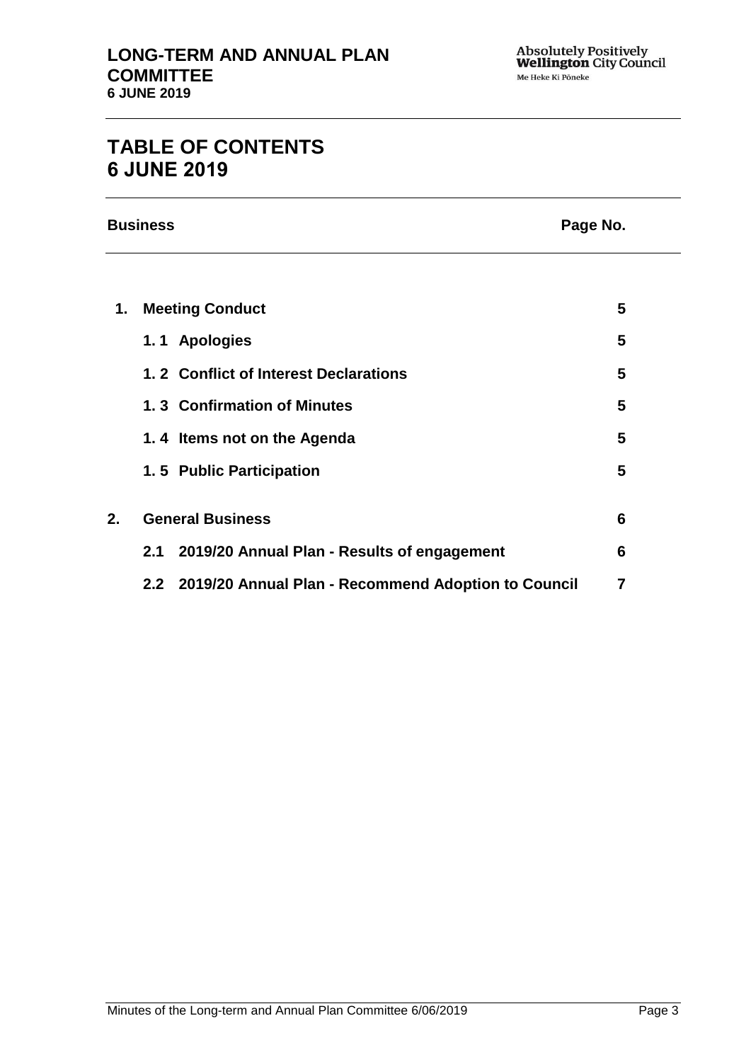# TABLE OF CONTENTS
# 6 JUNE 2019

| Business | | Page No. |
|---|---|---|
| **1.** | **Meeting Conduct** | **5** |
| | **1. 1 Apologies** | **5** |
| | **1. 2 Conflict of Interest Declarations** | **5** |
| | **1. 3 Confirmation of Minutes** | **5** |
| | **1. 4 Items not on the Agenda** | **5** |
| | **1. 5 Public Participation** | **5** |
| **2.** | **General Business** | **6** |
| | **2.1 2019/20 Annual Plan - Results of engagement** | **6** |
| | **2.2 2019/20 Annual Plan - Recommend Adoption to Council** | **7** |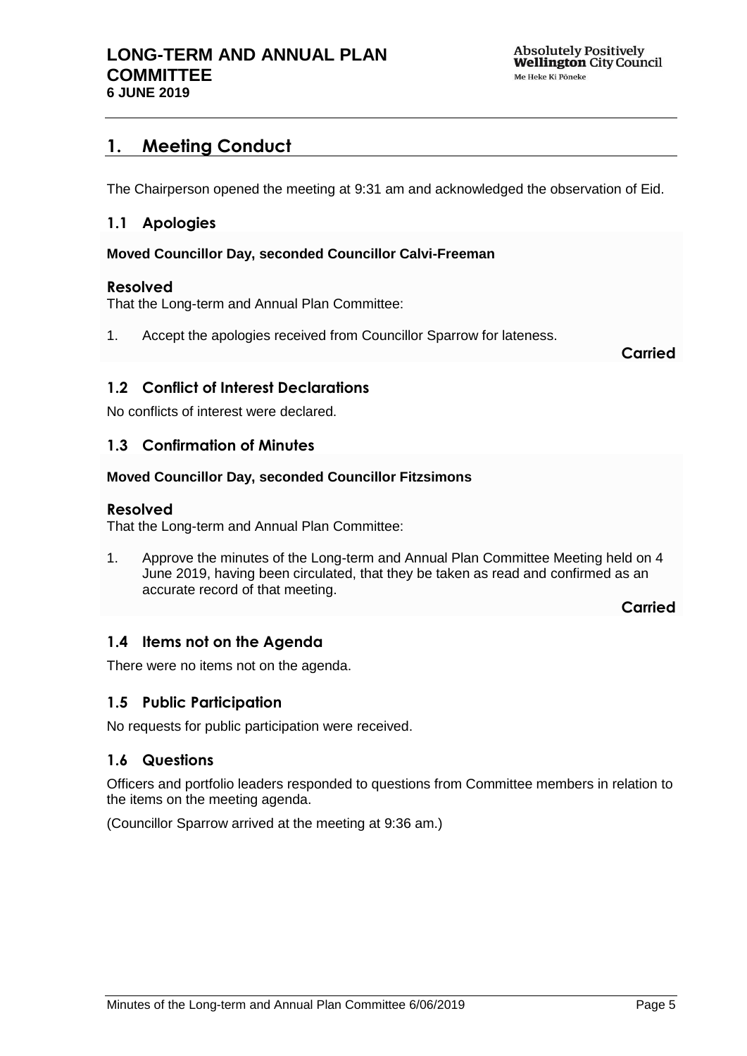## 1. Meeting Conduct

The Chairperson opened the meeting at 9:31 am and acknowledged the observation of Eid.

### 1.1 Apologies

**Moved Councillor Day, seconded Councillor Calvi-Freeman**

**Resolved**

That the Long-term and Annual Plan Committee:

1. Accept the apologies received from Councillor Sparrow for lateness.

**Carried**

### 1.2 Conflict of Interest Declarations

No conflicts of interest were declared.

### 1.3 Confirmation of Minutes

**Moved Councillor Day, seconded Councillor Fitzsimons**

**Resolved**

That the Long-term and Annual Plan Committee:

1. Approve the minutes of the Long-term and Annual Plan Committee Meeting held on 4 June 2019, having been circulated, that they be taken as read and confirmed as an accurate record of that meeting.

**Carried**

### 1.4 Items not on the Agenda

There were no items not on the agenda.

### 1.5 Public Participation

No requests for public participation were received.

### 1.6 Questions

Officers and portfolio leaders responded to questions from Committee members in relation to the items on the meeting agenda.

(Councillor Sparrow arrived at the meeting at 9:36 am.)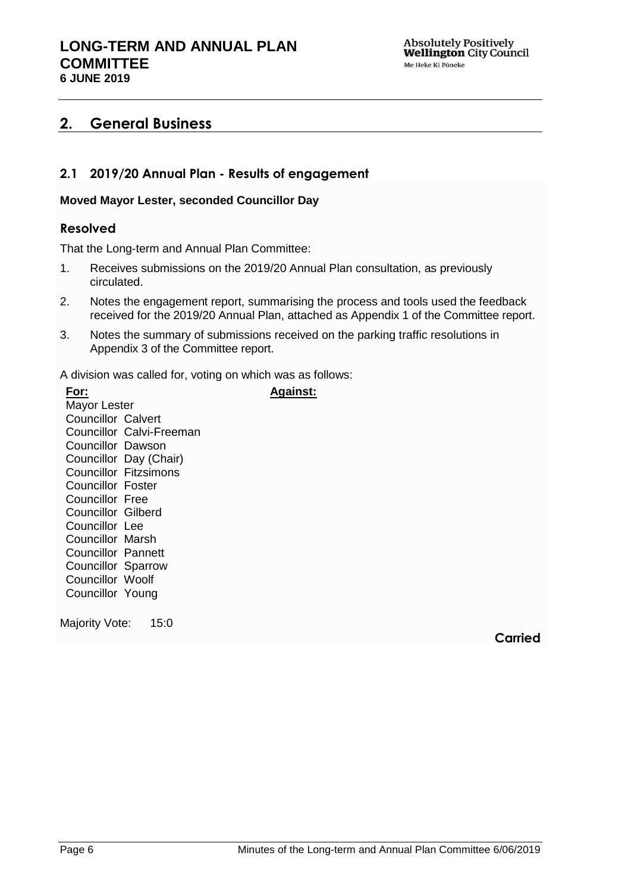## 2. General Business

### 2.1 2019/20 Annual Plan - Results of engagement

**Moved Mayor Lester, seconded Councillor Day**

#### Resolved

That the Long-term and Annual Plan Committee:

1. Receives submissions on the 2019/20 Annual Plan consultation, as previously circulated.
2. Notes the engagement report, summarising the process and tools used the feedback received for the 2019/20 Annual Plan, attached as Appendix 1 of the Committee report.
3. Notes the summary of submissions received on the parking traffic resolutions in Appendix 3 of the Committee report.

A division was called for, voting on which was as follows:

| **For:** | **Against:** |
|---|---|
| Mayor Lester | |
| Councillor Calvert | |
| Councillor Calvi-Freeman | |
| Councillor Dawson | |
| Councillor Day (Chair) | |
| Councillor Fitzsimons | |
| Councillor Foster | |
| Councillor Free | |
| Councillor Gilberd | |
| Councillor Lee | |
| Councillor Marsh | |
| Councillor Pannett | |
| Councillor Sparrow | |
| Councillor Woolf | |
| Councillor Young | |

Majority Vote: 15:0

**Carried**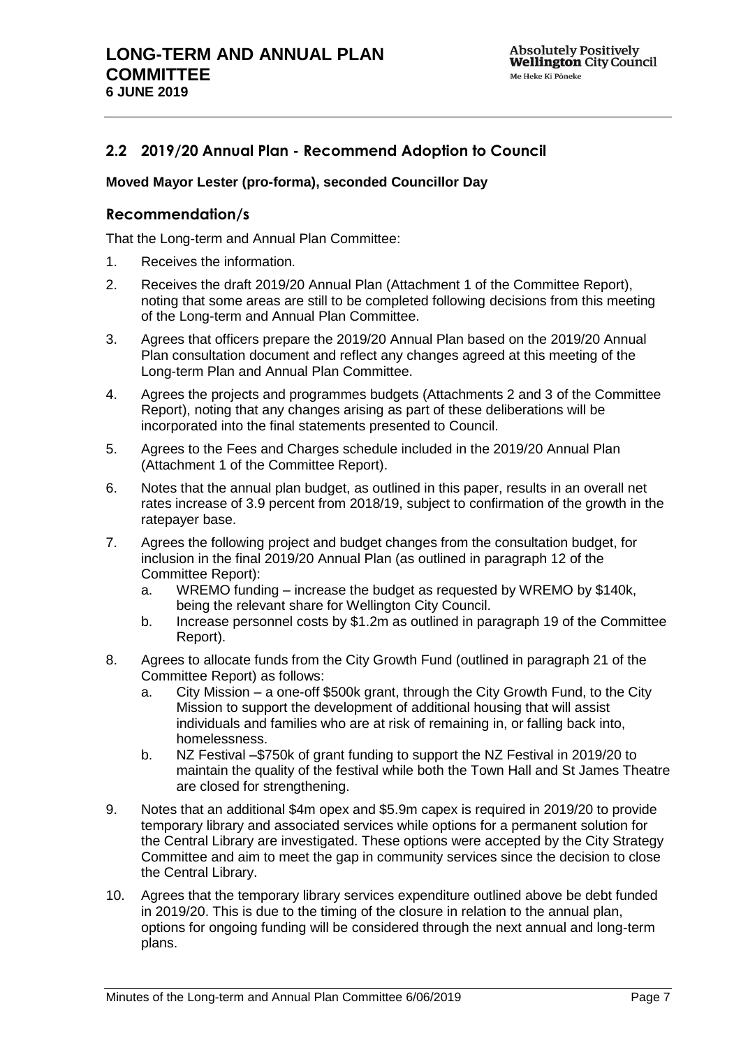## 2.2 2019/20 Annual Plan - Recommend Adoption to Council

**Moved Mayor Lester (pro-forma), seconded Councillor Day**

### Recommendation/s

That the Long-term and Annual Plan Committee:

1. Receives the information.
2. Receives the draft 2019/20 Annual Plan (Attachment 1 of the Committee Report), noting that some areas are still to be completed following decisions from this meeting of the Long-term and Annual Plan Committee.
3. Agrees that officers prepare the 2019/20 Annual Plan based on the 2019/20 Annual Plan consultation document and reflect any changes agreed at this meeting of the Long-term Plan and Annual Plan Committee.
4. Agrees the projects and programmes budgets (Attachments 2 and 3 of the Committee Report), noting that any changes arising as part of these deliberations will be incorporated into the final statements presented to Council.
5. Agrees to the Fees and Charges schedule included in the 2019/20 Annual Plan (Attachment 1 of the Committee Report).
6. Notes that the annual plan budget, as outlined in this paper, results in an overall net rates increase of 3.9 percent from 2018/19, subject to confirmation of the growth in the ratepayer base.
7. Agrees the following project and budget changes from the consultation budget, for inclusion in the final 2019/20 Annual Plan (as outlined in paragraph 12 of the Committee Report):
   a. WREMO funding – increase the budget as requested by WREMO by $140k, being the relevant share for Wellington City Council.
   b. Increase personnel costs by $1.2m as outlined in paragraph 19 of the Committee Report).
8. Agrees to allocate funds from the City Growth Fund (outlined in paragraph 21 of the Committee Report) as follows:
   a. City Mission – a one-off $500k grant, through the City Growth Fund, to the City Mission to support the development of additional housing that will assist individuals and families who are at risk of remaining in, or falling back into, homelessness.
   b. NZ Festival –$750k of grant funding to support the NZ Festival in 2019/20 to maintain the quality of the festival while both the Town Hall and St James Theatre are closed for strengthening.
9. Notes that an additional $4m opex and $5.9m capex is required in 2019/20 to provide temporary library and associated services while options for a permanent solution for the Central Library are investigated. These options were accepted by the City Strategy Committee and aim to meet the gap in community services since the decision to close the Central Library.
10. Agrees that the temporary library services expenditure outlined above be debt funded in 2019/20. This is due to the timing of the closure in relation to the annual plan, options for ongoing funding will be considered through the next annual and long-term plans.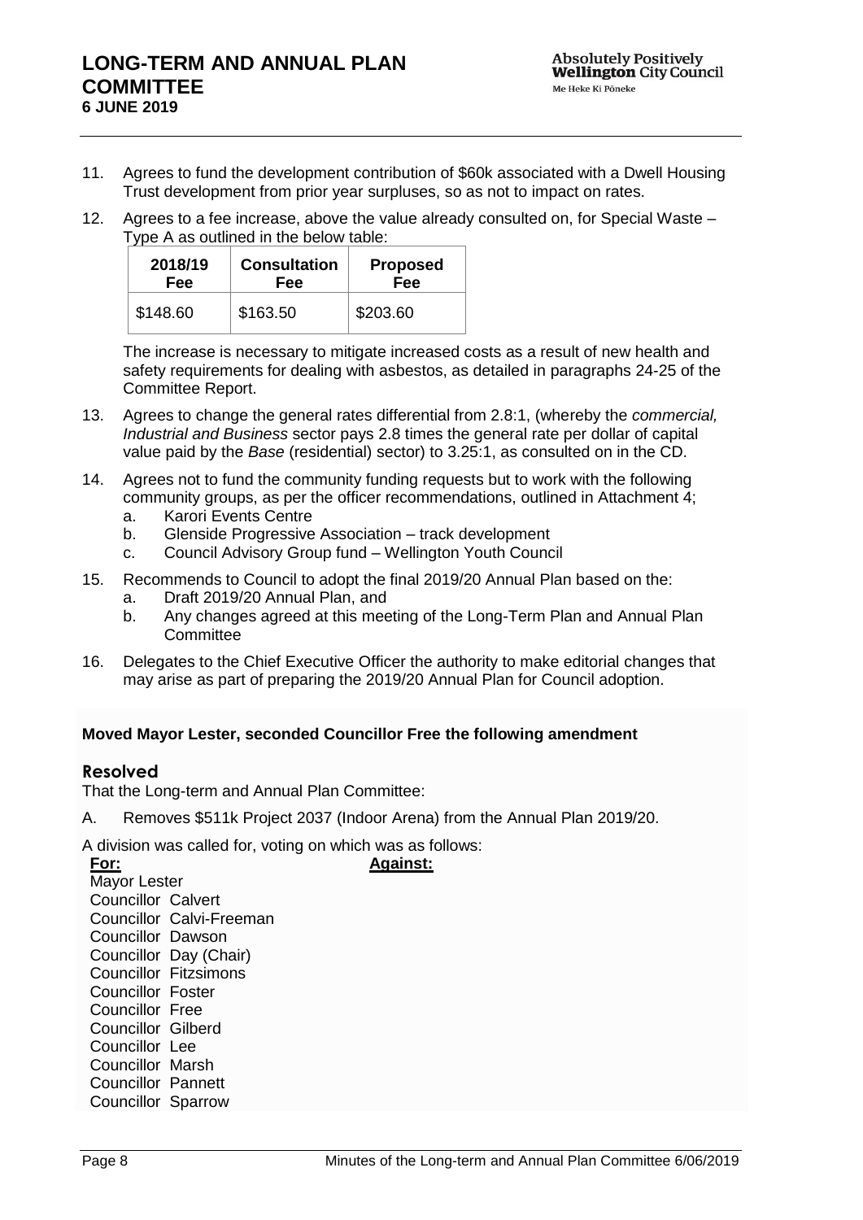11. Agrees to fund the development contribution of $60k associated with a Dwell Housing Trust development from prior year surpluses, so as not to impact on rates.

12. Agrees to a fee increase, above the value already consulted on, for Special Waste – Type A as outlined in the below table:

| 2018/19 Fee | Consultation Fee | Proposed Fee |
|---|---|---|
| $148.60 | $163.50 | $203.60 |

The increase is necessary to mitigate increased costs as a result of new health and safety requirements for dealing with asbestos, as detailed in paragraphs 24-25 of the Committee Report.

13. Agrees to change the general rates differential from 2.8:1, (whereby the *commercial, Industrial and Business* sector pays 2.8 times the general rate per dollar of capital value paid by the *Base* (residential) sector) to 3.25:1, as consulted on in the CD.

14. Agrees not to fund the community funding requests but to work with the following community groups, as per the officer recommendations, outlined in Attachment 4;
    a. Karori Events Centre
    b. Glenside Progressive Association – track development
    c. Council Advisory Group fund – Wellington Youth Council

15. Recommends to Council to adopt the final 2019/20 Annual Plan based on the:
    a. Draft 2019/20 Annual Plan, and
    b. Any changes agreed at this meeting of the Long-Term Plan and Annual Plan Committee

16. Delegates to the Chief Executive Officer the authority to make editorial changes that may arise as part of preparing the 2019/20 Annual Plan for Council adoption.

**Moved Mayor Lester, seconded Councillor Free the following amendment**

### Resolved

That the Long-term and Annual Plan Committee:

A. Removes $511k Project 2037 (Indoor Arena) from the Annual Plan 2019/20.

A division was called for, voting on which was as follows:

| **For:** | **Against:** |
|---|---|
| Mayor Lester | |
| Councillor Calvert | |
| Councillor Calvi-Freeman | |
| Councillor Dawson | |
| Councillor Day (Chair) | |
| Councillor Fitzsimons | |
| Councillor Foster | |
| Councillor Free | |
| Councillor Gilberd | |
| Councillor Lee | |
| Councillor Marsh | |
| Councillor Pannett | |
| Councillor Sparrow | |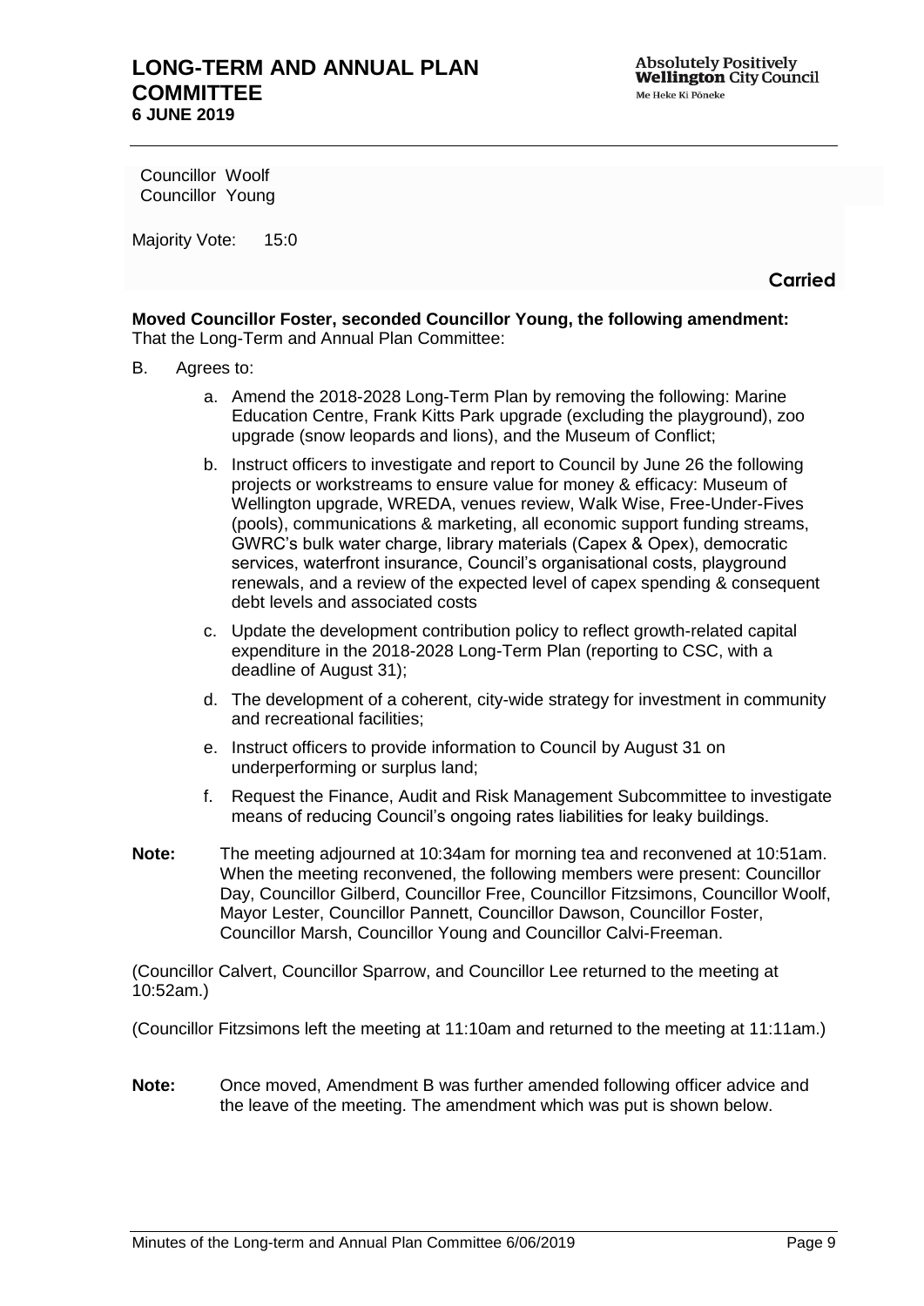Councillor Woolf
Councillor Young

Majority Vote: 15:0

**Carried**

**Moved Councillor Foster, seconded Councillor Young, the following amendment:**
That the Long-Term and Annual Plan Committee:

B. Agrees to:

   a. Amend the 2018-2028 Long-Term Plan by removing the following: Marine Education Centre, Frank Kitts Park upgrade (excluding the playground), zoo upgrade (snow leopards and lions), and the Museum of Conflict;

   b. Instruct officers to investigate and report to Council by June 26 the following projects or workstreams to ensure value for money & efficacy: Museum of Wellington upgrade, WREDA, venues review, Walk Wise, Free-Under-Fives (pools), communications & marketing, all economic support funding streams, GWRC's bulk water charge, library materials (Capex & Opex), democratic services, waterfront insurance, Council's organisational costs, playground renewals, and a review of the expected level of capex spending & consequent debt levels and associated costs

   c. Update the development contribution policy to reflect growth-related capital expenditure in the 2018-2028 Long-Term Plan (reporting to CSC, with a deadline of August 31);

   d. The development of a coherent, city-wide strategy for investment in community and recreational facilities;

   e. Instruct officers to provide information to Council by August 31 on underperforming or surplus land;

   f. Request the Finance, Audit and Risk Management Subcommittee to investigate means of reducing Council's ongoing rates liabilities for leaky buildings.

**Note:** The meeting adjourned at 10:34am for morning tea and reconvened at 10:51am. When the meeting reconvened, the following members were present: Councillor Day, Councillor Gilberd, Councillor Free, Councillor Fitzsimons, Councillor Woolf, Mayor Lester, Councillor Pannett, Councillor Dawson, Councillor Foster, Councillor Marsh, Councillor Young and Councillor Calvi-Freeman.

(Councillor Calvert, Councillor Sparrow, and Councillor Lee returned to the meeting at 10:52am.)

(Councillor Fitzsimons left the meeting at 11:10am and returned to the meeting at 11:11am.)

**Note:** Once moved, Amendment B was further amended following officer advice and the leave of the meeting. The amendment which was put is shown below.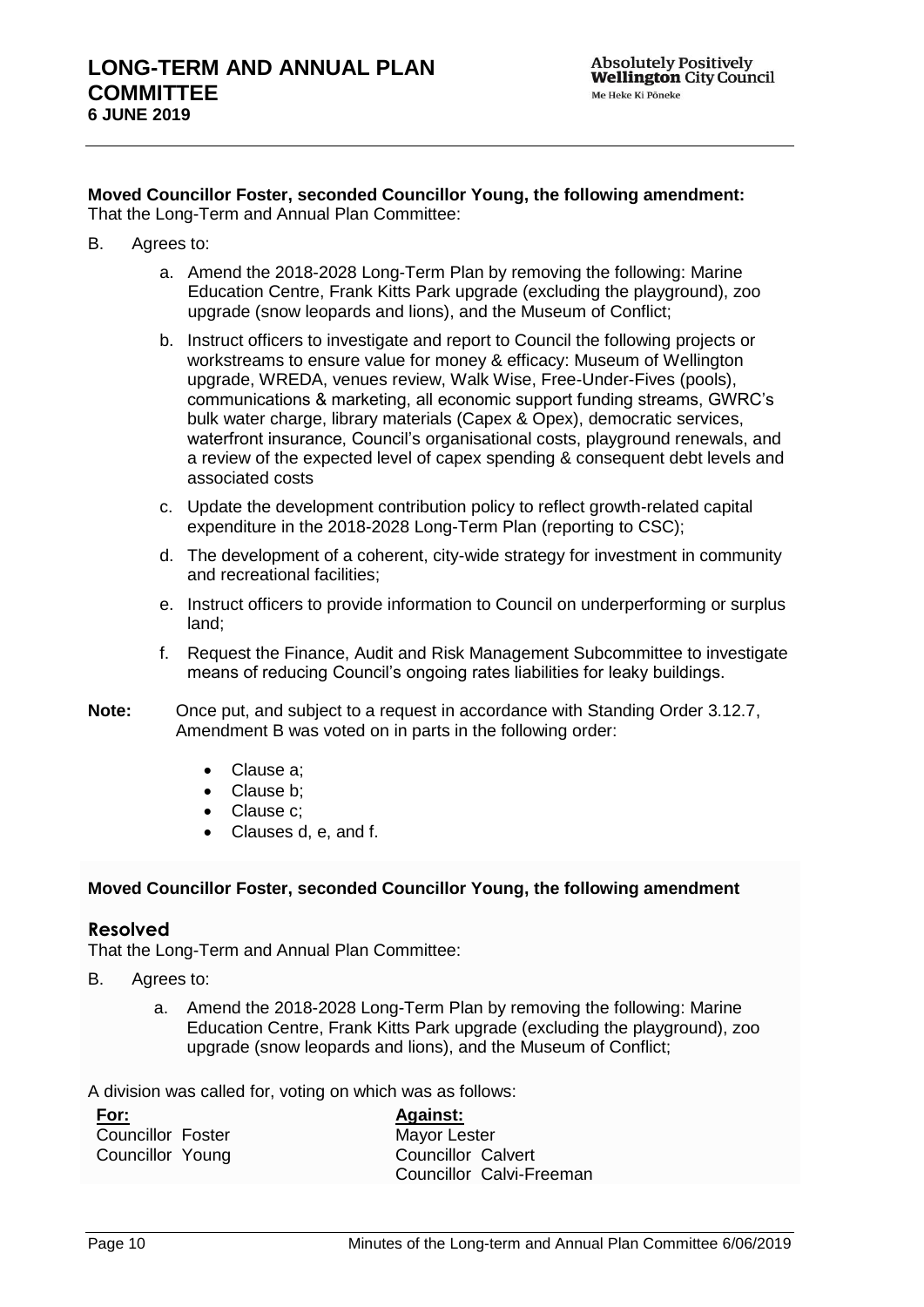**Moved Councillor Foster, seconded Councillor Young, the following amendment:**
That the Long-Term and Annual Plan Committee:

B. Agrees to:

   a. Amend the 2018-2028 Long-Term Plan by removing the following: Marine Education Centre, Frank Kitts Park upgrade (excluding the playground), zoo upgrade (snow leopards and lions), and the Museum of Conflict;

   b. Instruct officers to investigate and report to Council the following projects or workstreams to ensure value for money & efficacy: Museum of Wellington upgrade, WREDA, venues review, Walk Wise, Free-Under-Fives (pools), communications & marketing, all economic support funding streams, GWRC's bulk water charge, library materials (Capex & Opex), democratic services, waterfront insurance, Council's organisational costs, playground renewals, and a review of the expected level of capex spending & consequent debt levels and associated costs

   c. Update the development contribution policy to reflect growth-related capital expenditure in the 2018-2028 Long-Term Plan (reporting to CSC);

   d. The development of a coherent, city-wide strategy for investment in community and recreational facilities;

   e. Instruct officers to provide information to Council on underperforming or surplus land;

   f. Request the Finance, Audit and Risk Management Subcommittee to investigate means of reducing Council's ongoing rates liabilities for leaky buildings.

**Note:** Once put, and subject to a request in accordance with Standing Order 3.12.7, Amendment B was voted on in parts in the following order:

- Clause a;
- Clause b;
- Clause c;
- Clauses d, e, and f.

**Moved Councillor Foster, seconded Councillor Young, the following amendment**

### Resolved

That the Long-Term and Annual Plan Committee:

B. Agrees to:

   a. Amend the 2018-2028 Long-Term Plan by removing the following: Marine Education Centre, Frank Kitts Park upgrade (excluding the playground), zoo upgrade (snow leopards and lions), and the Museum of Conflict;

A division was called for, voting on which was as follows:

| **For:** | **Against:** |
|---|---|
| Councillor Foster | Mayor Lester |
| Councillor Young | Councillor Calvert |
| | Councillor Calvi-Freeman |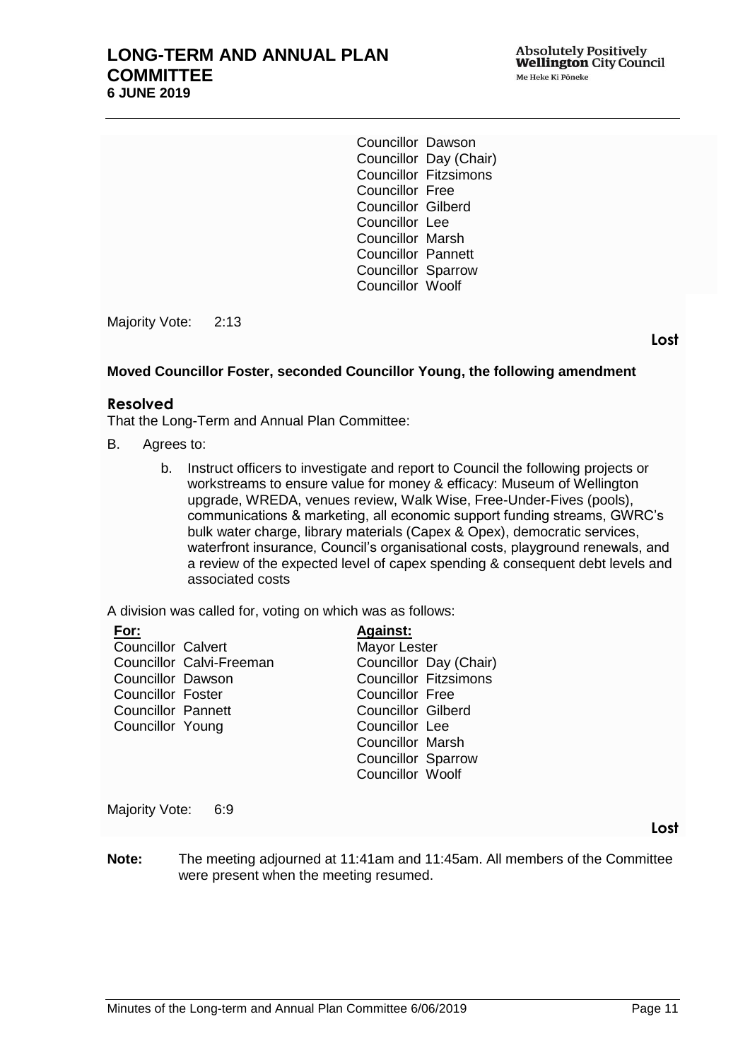Councillor Dawson
Councillor Day (Chair)
Councillor Fitzsimons
Councillor Free
Councillor Gilberd
Councillor Lee
Councillor Marsh
Councillor Pannett
Councillor Sparrow
Councillor Woolf

Majority Vote: 2:13

**Lost**

**Moved Councillor Foster, seconded Councillor Young, the following amendment**

### Resolved

That the Long-Term and Annual Plan Committee:

B. Agrees to:

   b. Instruct officers to investigate and report to Council the following projects or workstreams to ensure value for money & efficacy: Museum of Wellington upgrade, WREDA, venues review, Walk Wise, Free-Under-Fives (pools), communications & marketing, all economic support funding streams, GWRC's bulk water charge, library materials (Capex & Opex), democratic services, waterfront insurance, Council's organisational costs, playground renewals, and a review of the expected level of capex spending & consequent debt levels and associated costs

A division was called for, voting on which was as follows:

| **For:** | **Against:** |
|---|---|
| Councillor Calvert | Mayor Lester |
| Councillor Calvi-Freeman | Councillor Day (Chair) |
| Councillor Dawson | Councillor Fitzsimons |
| Councillor Foster | Councillor Free |
| Councillor Pannett | Councillor Gilberd |
| Councillor Young | Councillor Lee |
| | Councillor Marsh |
| | Councillor Sparrow |
| | Councillor Woolf |

Majority Vote: 6:9

**Lost**

**Note:** The meeting adjourned at 11:41am and 11:45am. All members of the Committee were present when the meeting resumed.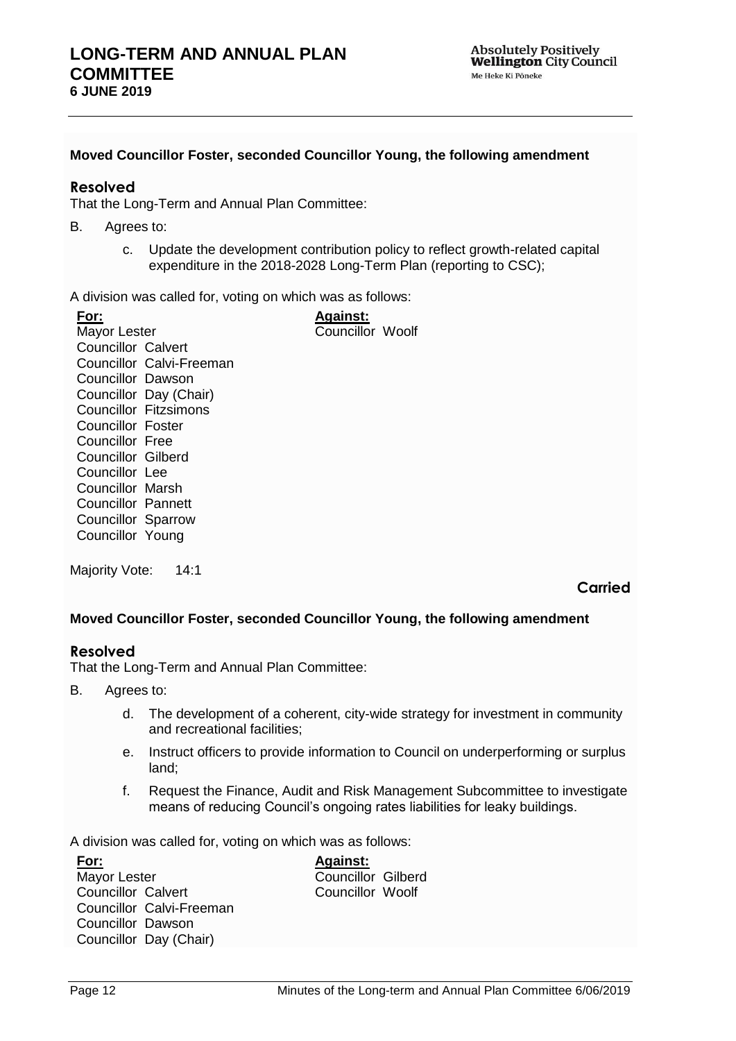**Moved Councillor Foster, seconded Councillor Young, the following amendment**

### Resolved

That the Long-Term and Annual Plan Committee:

B. Agrees to:

   c. Update the development contribution policy to reflect growth-related capital expenditure in the 2018-2028 Long-Term Plan (reporting to CSC);

A division was called for, voting on which was as follows:

| **For:** | **Against:** |
|---|---|
| Mayor Lester | Councillor Woolf |
| Councillor Calvert | |
| Councillor Calvi-Freeman | |
| Councillor Dawson | |
| Councillor Day (Chair) | |
| Councillor Fitzsimons | |
| Councillor Foster | |
| Councillor Free | |
| Councillor Gilberd | |
| Councillor Lee | |
| Councillor Marsh | |
| Councillor Pannett | |
| Councillor Sparrow | |
| Councillor Young | |

Majority Vote: 14:1

**Carried**

**Moved Councillor Foster, seconded Councillor Young, the following amendment**

### Resolved

That the Long-Term and Annual Plan Committee:

B. Agrees to:

   d. The development of a coherent, city-wide strategy for investment in community and recreational facilities;

   e. Instruct officers to provide information to Council on underperforming or surplus land;

   f. Request the Finance, Audit and Risk Management Subcommittee to investigate means of reducing Council's ongoing rates liabilities for leaky buildings.

A division was called for, voting on which was as follows:

| **For:** | **Against:** |
|---|---|
| Mayor Lester | Councillor Gilberd |
| Councillor Calvert | Councillor Woolf |
| Councillor Calvi-Freeman | |
| Councillor Dawson | |
| Councillor Day (Chair) | |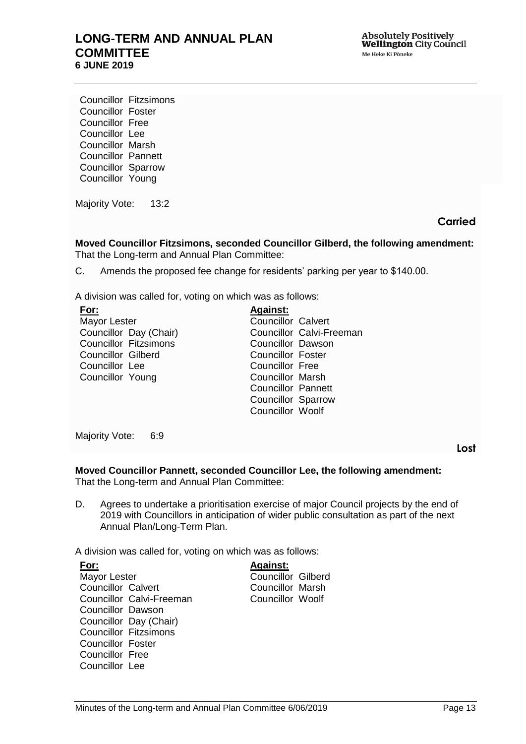Councillor Fitzsimons
Councillor Foster
Councillor Free
Councillor Lee
Councillor Marsh
Councillor Pannett
Councillor Sparrow
Councillor Young

Majority Vote: 13:2

**Carried**

**Moved Councillor Fitzsimons, seconded Councillor Gilberd, the following amendment:**
That the Long-term and Annual Plan Committee:

C. Amends the proposed fee change for residents' parking per year to $140.00.

A division was called for, voting on which was as follows:

| **For:** | **Against:** |
|---|---|
| Mayor Lester | Councillor Calvert |
| Councillor Day (Chair) | Councillor Calvi-Freeman |
| Councillor Fitzsimons | Councillor Dawson |
| Councillor Gilberd | Councillor Foster |
| Councillor Lee | Councillor Free |
| Councillor Young | Councillor Marsh |
| | Councillor Pannett |
| | Councillor Sparrow |
| | Councillor Woolf |

Majority Vote: 6:9

**Lost**

**Moved Councillor Pannett, seconded Councillor Lee, the following amendment:**
That the Long-term and Annual Plan Committee:

D. Agrees to undertake a prioritisation exercise of major Council projects by the end of 2019 with Councillors in anticipation of wider public consultation as part of the next Annual Plan/Long-Term Plan.

A division was called for, voting on which was as follows:

| **For:** | **Against:** |
|---|---|
| Mayor Lester | Councillor Gilberd |
| Councillor Calvert | Councillor Marsh |
| Councillor Calvi-Freeman | Councillor Woolf |
| Councillor Dawson | |
| Councillor Day (Chair) | |
| Councillor Fitzsimons | |
| Councillor Foster | |
| Councillor Free | |
| Councillor Lee | |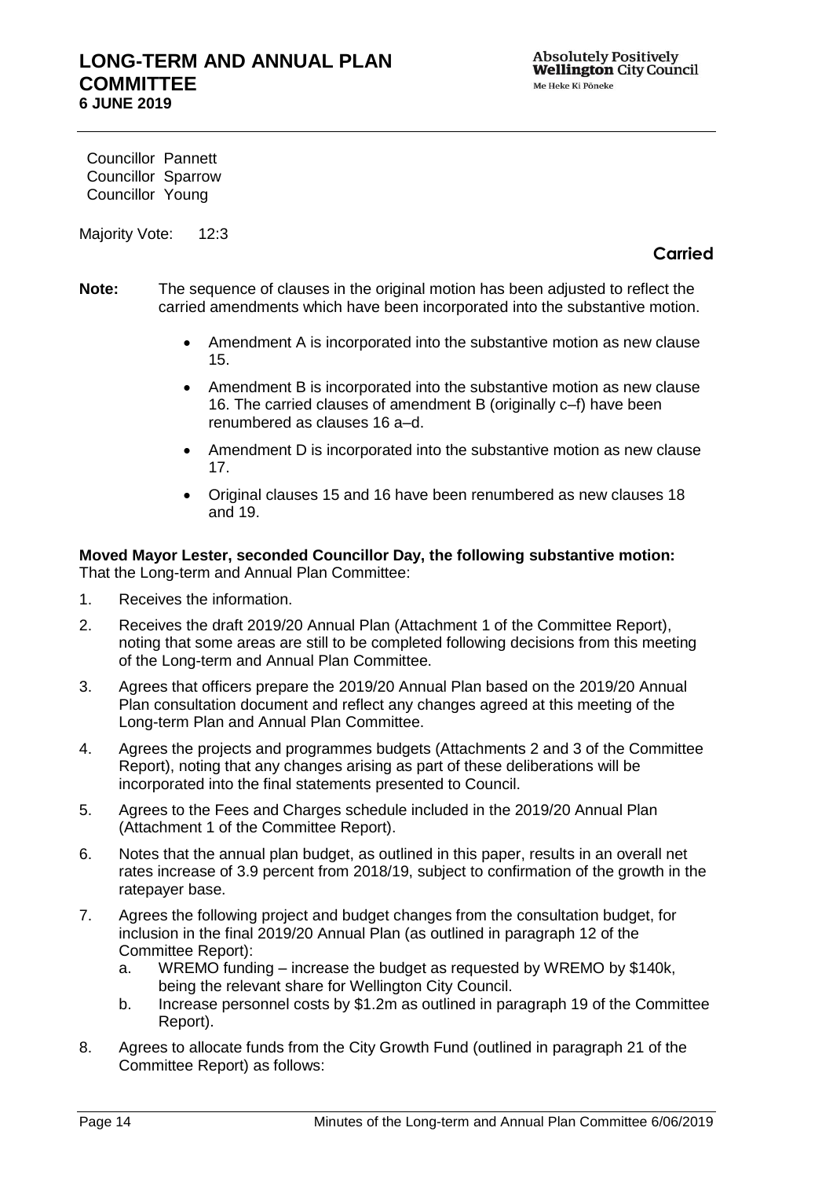Councillor Pannett
Councillor Sparrow
Councillor Young

Majority Vote: 12:3

**Carried**

**Note:** The sequence of clauses in the original motion has been adjusted to reflect the carried amendments which have been incorporated into the substantive motion.

- Amendment A is incorporated into the substantive motion as new clause 15.
- Amendment B is incorporated into the substantive motion as new clause 16. The carried clauses of amendment B (originally c–f) have been renumbered as clauses 16 a–d.
- Amendment D is incorporated into the substantive motion as new clause 17.
- Original clauses 15 and 16 have been renumbered as new clauses 18 and 19.

**Moved Mayor Lester, seconded Councillor Day, the following substantive motion:**
That the Long-term and Annual Plan Committee:

1. Receives the information.
2. Receives the draft 2019/20 Annual Plan (Attachment 1 of the Committee Report), noting that some areas are still to be completed following decisions from this meeting of the Long-term and Annual Plan Committee.
3. Agrees that officers prepare the 2019/20 Annual Plan based on the 2019/20 Annual Plan consultation document and reflect any changes agreed at this meeting of the Long-term Plan and Annual Plan Committee.
4. Agrees the projects and programmes budgets (Attachments 2 and 3 of the Committee Report), noting that any changes arising as part of these deliberations will be incorporated into the final statements presented to Council.
5. Agrees to the Fees and Charges schedule included in the 2019/20 Annual Plan (Attachment 1 of the Committee Report).
6. Notes that the annual plan budget, as outlined in this paper, results in an overall net rates increase of 3.9 percent from 2018/19, subject to confirmation of the growth in the ratepayer base.
7. Agrees the following project and budget changes from the consultation budget, for inclusion in the final 2019/20 Annual Plan (as outlined in paragraph 12 of the Committee Report):
   a. WREMO funding – increase the budget as requested by WREMO by $140k, being the relevant share for Wellington City Council.
   b. Increase personnel costs by $1.2m as outlined in paragraph 19 of the Committee Report).
8. Agrees to allocate funds from the City Growth Fund (outlined in paragraph 21 of the Committee Report) as follows: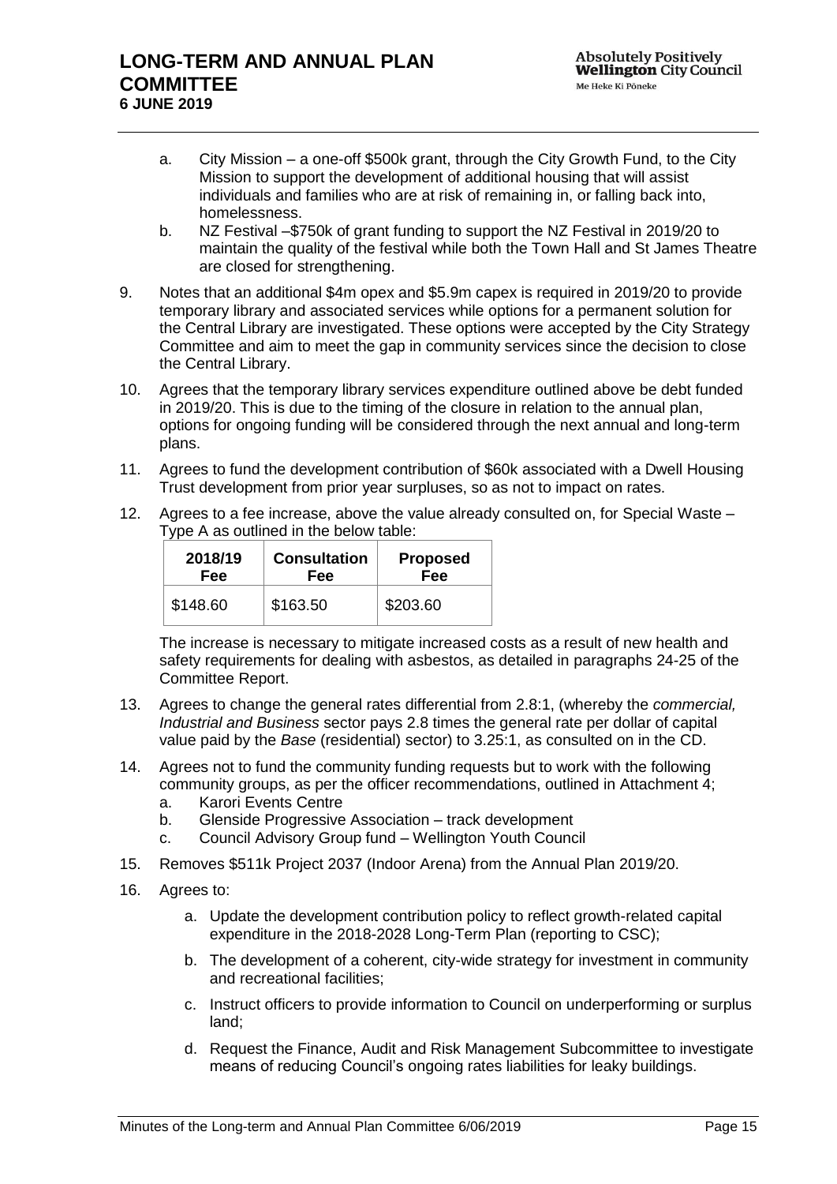a. City Mission – a one-off $500k grant, through the City Growth Fund, to the City Mission to support the development of additional housing that will assist individuals and families who are at risk of remaining in, or falling back into, homelessness.
b. NZ Festival –$750k of grant funding to support the NZ Festival in 2019/20 to maintain the quality of the festival while both the Town Hall and St James Theatre are closed for strengthening.

9. Notes that an additional $4m opex and $5.9m capex is required in 2019/20 to provide temporary library and associated services while options for a permanent solution for the Central Library are investigated. These options were accepted by the City Strategy Committee and aim to meet the gap in community services since the decision to close the Central Library.

10. Agrees that the temporary library services expenditure outlined above be debt funded in 2019/20. This is due to the timing of the closure in relation to the annual plan, options for ongoing funding will be considered through the next annual and long-term plans.

11. Agrees to fund the development contribution of $60k associated with a Dwell Housing Trust development from prior year surpluses, so as not to impact on rates.

12. Agrees to a fee increase, above the value already consulted on, for Special Waste – Type A as outlined in the below table:

| 2018/19 Fee | Consultation Fee | Proposed Fee |
|---|---|---|
| $148.60 | $163.50 | $203.60 |

The increase is necessary to mitigate increased costs as a result of new health and safety requirements for dealing with asbestos, as detailed in paragraphs 24-25 of the Committee Report.

13. Agrees to change the general rates differential from 2.8:1, (whereby the *commercial, Industrial and Business* sector pays 2.8 times the general rate per dollar of capital value paid by the *Base* (residential) sector) to 3.25:1, as consulted on in the CD.

14. Agrees not to fund the community funding requests but to work with the following community groups, as per the officer recommendations, outlined in Attachment 4;
    a. Karori Events Centre
    b. Glenside Progressive Association – track development
    c. Council Advisory Group fund – Wellington Youth Council

15. Removes $511k Project 2037 (Indoor Arena) from the Annual Plan 2019/20.

16. Agrees to:
    a. Update the development contribution policy to reflect growth-related capital expenditure in the 2018-2028 Long-Term Plan (reporting to CSC);
    b. The development of a coherent, city-wide strategy for investment in community and recreational facilities;
    c. Instruct officers to provide information to Council on underperforming or surplus land;
    d. Request the Finance, Audit and Risk Management Subcommittee to investigate means of reducing Council's ongoing rates liabilities for leaky buildings.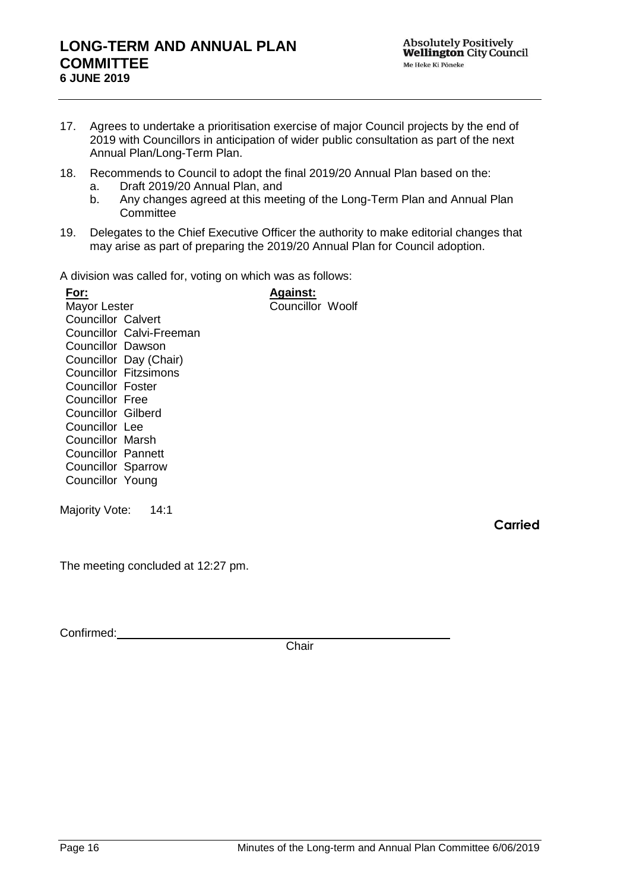17. Agrees to undertake a prioritisation exercise of major Council projects by the end of 2019 with Councillors in anticipation of wider public consultation as part of the next Annual Plan/Long-Term Plan.

18. Recommends to Council to adopt the final 2019/20 Annual Plan based on the:
    a. Draft 2019/20 Annual Plan, and
    b. Any changes agreed at this meeting of the Long-Term Plan and Annual Plan Committee

19. Delegates to the Chief Executive Officer the authority to make editorial changes that may arise as part of preparing the 2019/20 Annual Plan for Council adoption.

A division was called for, voting on which was as follows:

| **For:** | **Against:** |
|---|---|
| Mayor Lester | Councillor Woolf |
| Councillor Calvert | |
| Councillor Calvi-Freeman | |
| Councillor Dawson | |
| Councillor Day (Chair) | |
| Councillor Fitzsimons | |
| Councillor Foster | |
| Councillor Free | |
| Councillor Gilberd | |
| Councillor Lee | |
| Councillor Marsh | |
| Councillor Pannett | |
| Councillor Sparrow | |
| Councillor Young | |

Majority Vote: 14:1

**Carried**

The meeting concluded at 12:27 pm.

Confirmed: ______________________________

Chair